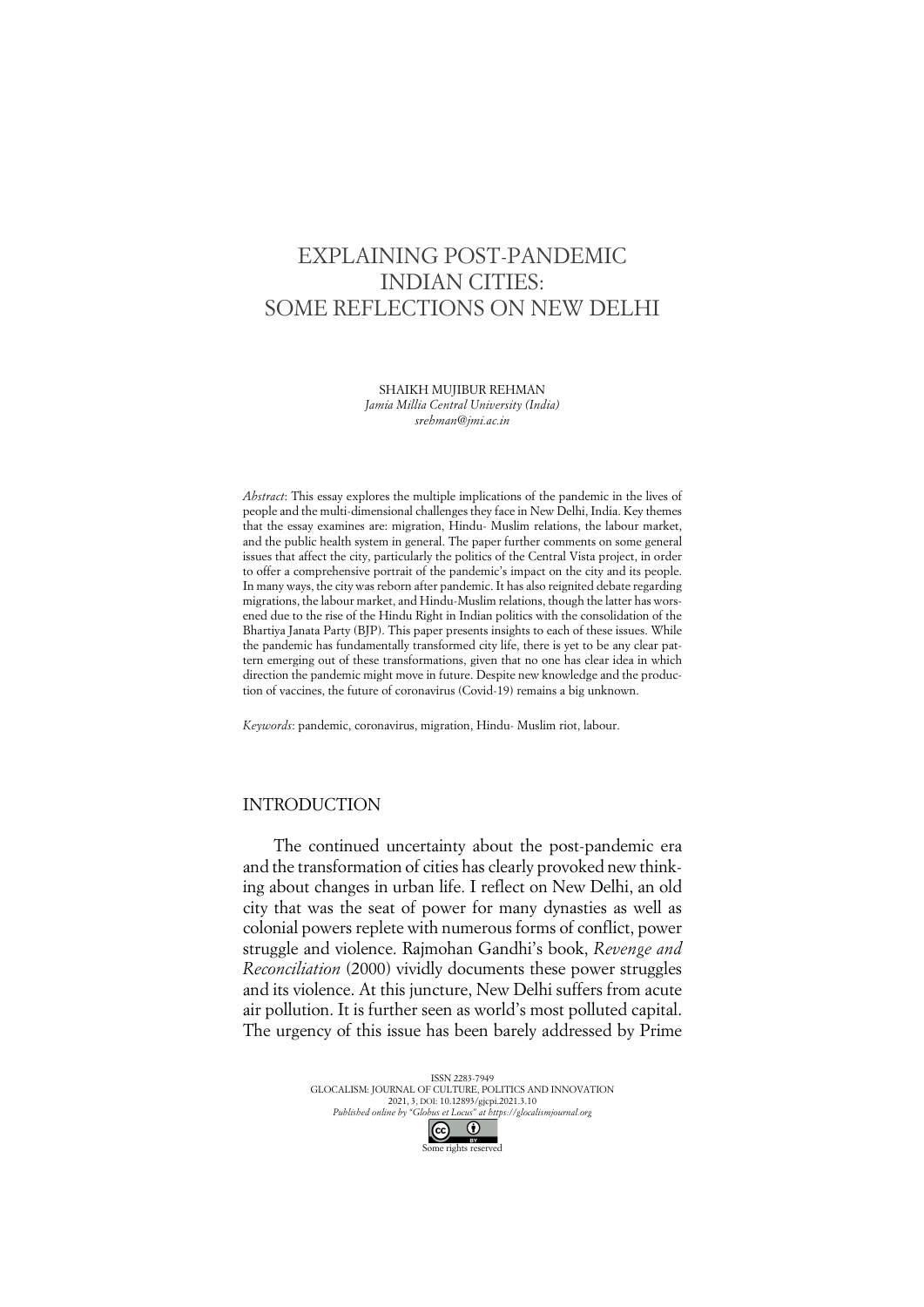# EXPLAINING POST-PANDEMIC INDIAN CITIES: SOME REFLECTIONS ON NEW DELHI

SHAIKH MUJIBUR REHMAN
*Jamia Millia Central University (India)*
*srehman@jmi.ac.in*

*Abstract*: This essay explores the multiple implications of the pandemic in the lives of people and the multi-dimensional challenges they face in New Delhi, India. Key themes that the essay examines are: migration, Hindu- Muslim relations, the labour market, and the public health system in general. The paper further comments on some general issues that affect the city, particularly the politics of the Central Vista project, in order to offer a comprehensive portrait of the pandemic's impact on the city and its people. In many ways, the city was reborn after pandemic. It has also reignited debate regarding migrations, the labour market, and Hindu-Muslim relations, though the latter has worsened due to the rise of the Hindu Right in Indian politics with the consolidation of the Bhartiya Janata Party (BJP). This paper presents insights to each of these issues. While the pandemic has fundamentally transformed city life, there is yet to be any clear pattern emerging out of these transformations, given that no one has clear idea in which direction the pandemic might move in future. Despite new knowledge and the production of vaccines, the future of coronavirus (Covid-19) remains a big unknown.

*Keywords*: pandemic, coronavirus, migration, Hindu- Muslim riot, labour.

## INTRODUCTION

The continued uncertainty about the post-pandemic era and the transformation of cities has clearly provoked new thinking about changes in urban life. I reflect on New Delhi, an old city that was the seat of power for many dynasties as well as colonial powers replete with numerous forms of conflict, power struggle and violence. Rajmohan Gandhi's book, *Revenge and Reconciliation* (2000) vividly documents these power struggles and its violence. At this juncture, New Delhi suffers from acute air pollution. It is further seen as world's most polluted capital. The urgency of this issue has been barely addressed by Prime

ISSN 2283-7949
GLOCALISM: JOURNAL OF CULTURE, POLITICS AND INNOVATION
2021, 3, DOI: 10.12893/gjcpi.2021.3.10
*Published online by "Globus et Locus" at https://glocalismjournal.org*
Some rights reserved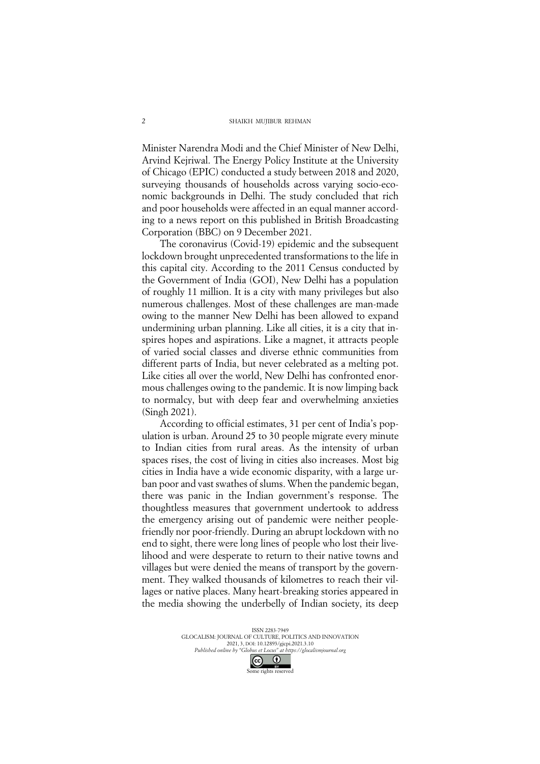Minister Narendra Modi and the Chief Minister of New Delhi, Arvind Kejriwal. The Energy Policy Institute at the University of Chicago (EPIC) conducted a study between 2018 and 2020, surveying thousands of households across varying socio-economic backgrounds in Delhi. The study concluded that rich and poor households were affected in an equal manner according to a news report on this published in British Broadcasting Corporation (BBC) on 9 December 2021.

The coronavirus (Covid-19) epidemic and the subsequent lockdown brought unprecedented transformations to the life in this capital city. According to the 2011 Census conducted by the Government of India (GOI), New Delhi has a population of roughly 11 million. It is a city with many privileges but also numerous challenges. Most of these challenges are man-made owing to the manner New Delhi has been allowed to expand undermining urban planning. Like all cities, it is a city that inspires hopes and aspirations. Like a magnet, it attracts people of varied social classes and diverse ethnic communities from different parts of India, but never celebrated as a melting pot. Like cities all over the world, New Delhi has confronted enormous challenges owing to the pandemic. It is now limping back to normalcy, but with deep fear and overwhelming anxieties (Singh 2021).

According to official estimates, 31 per cent of India's population is urban. Around 25 to 30 people migrate every minute to Indian cities from rural areas. As the intensity of urban spaces rises, the cost of living in cities also increases. Most big cities in India have a wide economic disparity, with a large urban poor and vast swathes of slums. When the pandemic began, there was panic in the Indian government's response. The thoughtless measures that government undertook to address the emergency arising out of pandemic were neither people-friendly nor poor-friendly. During an abrupt lockdown with no end to sight, there were long lines of people who lost their livelihood and were desperate to return to their native towns and villages but were denied the means of transport by the government. They walked thousands of kilometres to reach their villages or native places. Many heart-breaking stories appeared in the media showing the underbelly of Indian society, its deep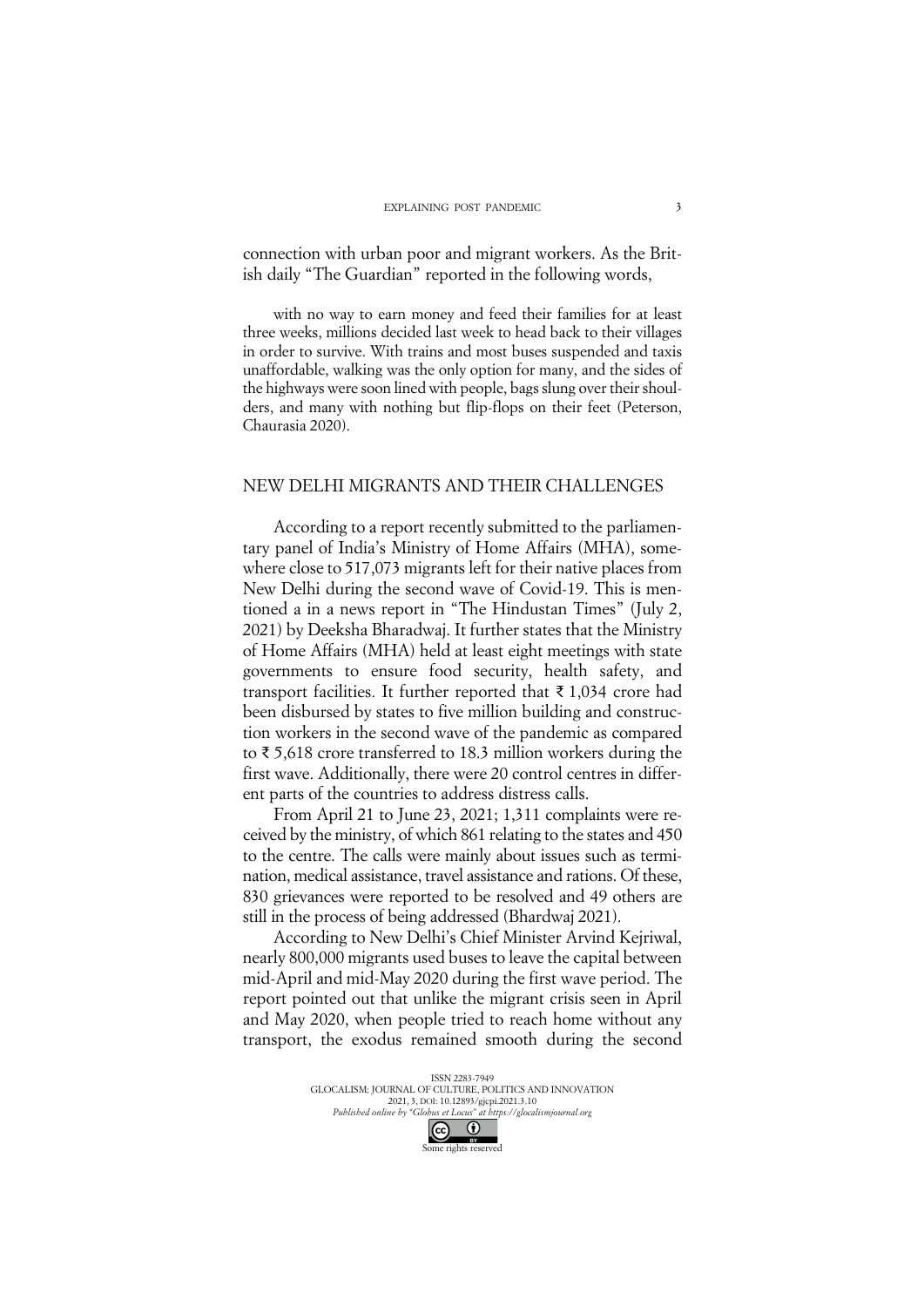connection with urban poor and migrant workers. As the British daily "The Guardian" reported in the following words,

> with no way to earn money and feed their families for at least three weeks, millions decided last week to head back to their villages in order to survive. With trains and most buses suspended and taxis unaffordable, walking was the only option for many, and the sides of the highways were soon lined with people, bags slung over their shoulders, and many with nothing but flip-flops on their feet (Peterson, Chaurasia 2020).

## NEW DELHI MIGRANTS AND THEIR CHALLENGES

According to a report recently submitted to the parliamentary panel of India's Ministry of Home Affairs (MHA), somewhere close to 517,073 migrants left for their native places from New Delhi during the second wave of Covid-19. This is mentioned a in a news report in "The Hindustan Times" (July 2, 2021) by Deeksha Bharadwaj. It further states that the Ministry of Home Affairs (MHA) held at least eight meetings with state governments to ensure food security, health safety, and transport facilities. It further reported that ₹ 1,034 crore had been disbursed by states to five million building and construction workers in the second wave of the pandemic as compared to ₹ 5,618 crore transferred to 18.3 million workers during the first wave. Additionally, there were 20 control centres in different parts of the countries to address distress calls.

From April 21 to June 23, 2021; 1,311 complaints were received by the ministry, of which 861 relating to the states and 450 to the centre. The calls were mainly about issues such as termination, medical assistance, travel assistance and rations. Of these, 830 grievances were reported to be resolved and 49 others are still in the process of being addressed (Bhardwaj 2021).

According to New Delhi's Chief Minister Arvind Kejriwal, nearly 800,000 migrants used buses to leave the capital between mid-April and mid-May 2020 during the first wave period. The report pointed out that unlike the migrant crisis seen in April and May 2020, when people tried to reach home without any transport, the exodus remained smooth during the second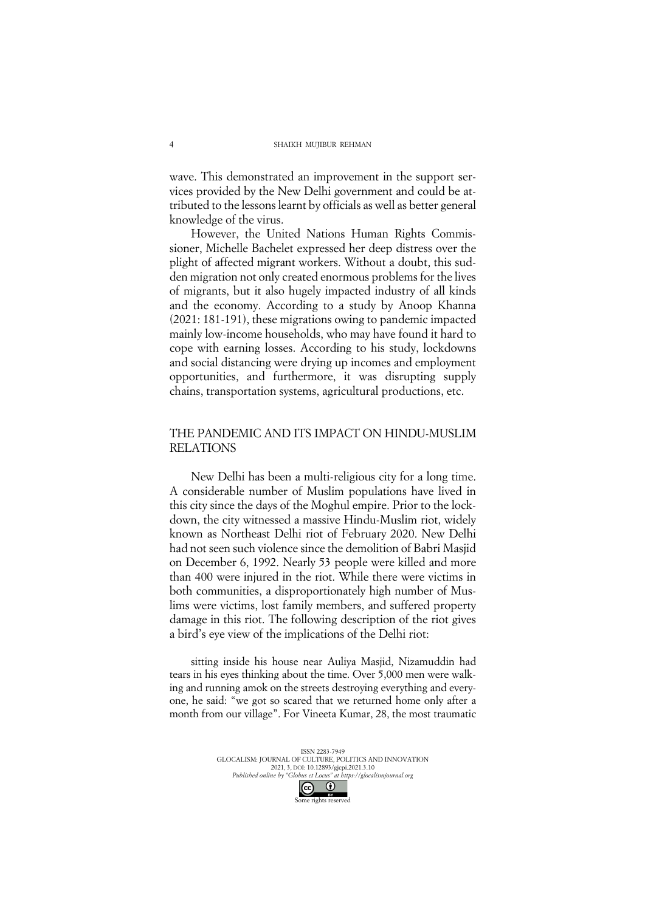wave. This demonstrated an improvement in the support services provided by the New Delhi government and could be attributed to the lessons learnt by officials as well as better general knowledge of the virus.

However, the United Nations Human Rights Commissioner, Michelle Bachelet expressed her deep distress over the plight of affected migrant workers. Without a doubt, this sudden migration not only created enormous problems for the lives of migrants, but it also hugely impacted industry of all kinds and the economy. According to a study by Anoop Khanna (2021: 181-191), these migrations owing to pandemic impacted mainly low-income households, who may have found it hard to cope with earning losses. According to his study, lockdowns and social distancing were drying up incomes and employment opportunities, and furthermore, it was disrupting supply chains, transportation systems, agricultural productions, etc.

## THE PANDEMIC AND ITS IMPACT ON HINDU-MUSLIM RELATIONS

New Delhi has been a multi-religious city for a long time. A considerable number of Muslim populations have lived in this city since the days of the Moghul empire. Prior to the lockdown, the city witnessed a massive Hindu-Muslim riot, widely known as Northeast Delhi riot of February 2020. New Delhi had not seen such violence since the demolition of Babri Masjid on December 6, 1992. Nearly 53 people were killed and more than 400 were injured in the riot. While there were victims in both communities, a disproportionately high number of Muslims were victims, lost family members, and suffered property damage in this riot. The following description of the riot gives a bird's eye view of the implications of the Delhi riot:

> sitting inside his house near Auliya Masjid, Nizamuddin had tears in his eyes thinking about the time. Over 5,000 men were walking and running amok on the streets destroying everything and everyone, he said: "we got so scared that we returned home only after a month from our village". For Vineeta Kumar, 28, the most traumatic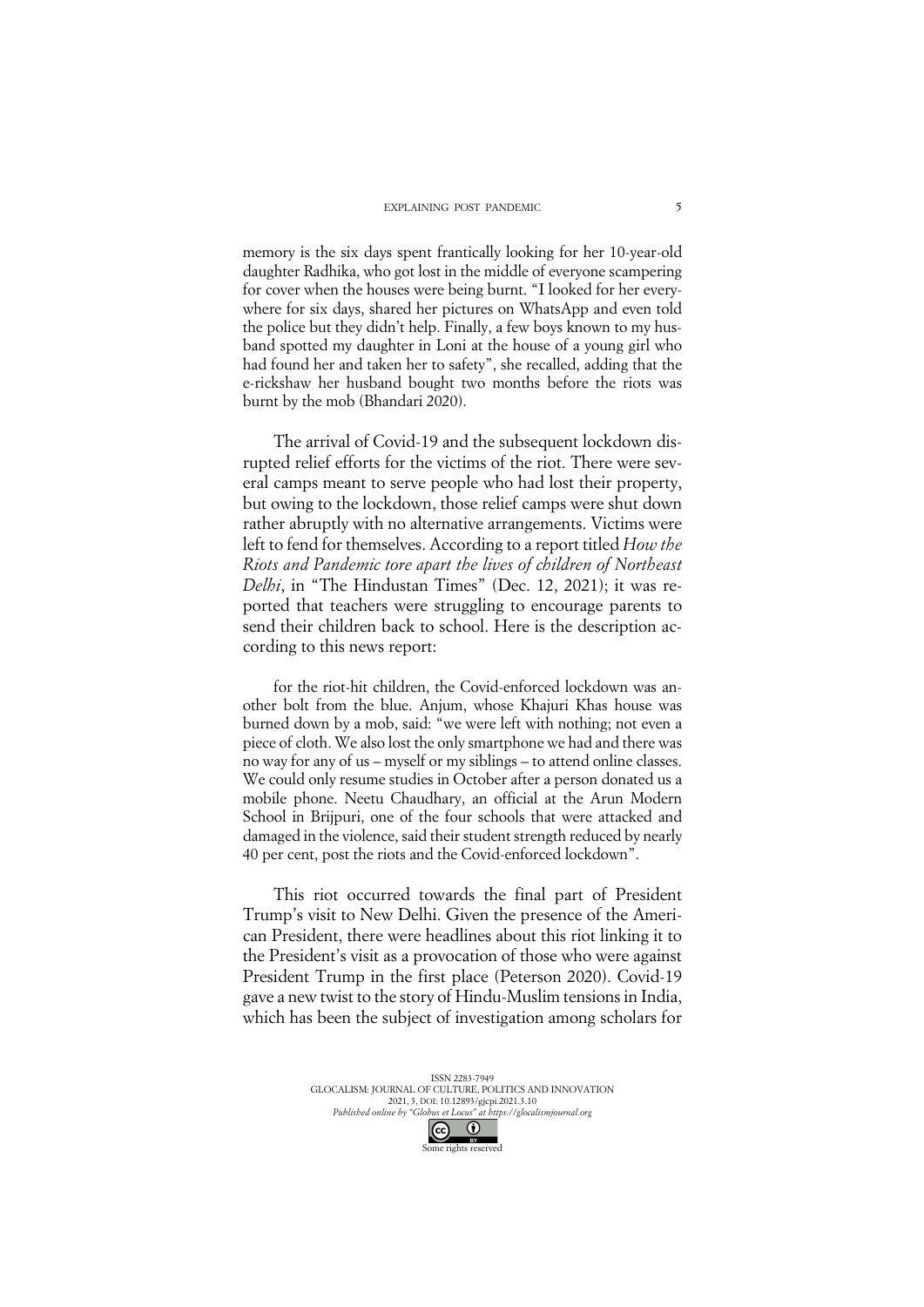memory is the six days spent frantically looking for her 10-year-old daughter Radhika, who got lost in the middle of everyone scampering for cover when the houses were being burnt. "I looked for her everywhere for six days, shared her pictures on WhatsApp and even told the police but they didn't help. Finally, a few boys known to my husband spotted my daughter in Loni at the house of a young girl who had found her and taken her to safety", she recalled, adding that the e-rickshaw her husband bought two months before the riots was burnt by the mob (Bhandari 2020).

The arrival of Covid-19 and the subsequent lockdown disrupted relief efforts for the victims of the riot. There were several camps meant to serve people who had lost their property, but owing to the lockdown, those relief camps were shut down rather abruptly with no alternative arrangements. Victims were left to fend for themselves. According to a report titled *How the Riots and Pandemic tore apart the lives of children of Northeast Delhi*, in "The Hindustan Times" (Dec. 12, 2021); it was reported that teachers were struggling to encourage parents to send their children back to school. Here is the description according to this news report:

> for the riot-hit children, the Covid-enforced lockdown was another bolt from the blue. Anjum, whose Khajuri Khas house was burned down by a mob, said: "we were left with nothing; not even a piece of cloth. We also lost the only smartphone we had and there was no way for any of us – myself or my siblings – to attend online classes. We could only resume studies in October after a person donated us a mobile phone. Neetu Chaudhary, an official at the Arun Modern School in Brijpuri, one of the four schools that were attacked and damaged in the violence, said their student strength reduced by nearly 40 per cent, post the riots and the Covid-enforced lockdown".

This riot occurred towards the final part of President Trump's visit to New Delhi. Given the presence of the American President, there were headlines about this riot linking it to the President's visit as a provocation of those who were against President Trump in the first place (Peterson 2020). Covid-19 gave a new twist to the story of Hindu-Muslim tensions in India, which has been the subject of investigation among scholars for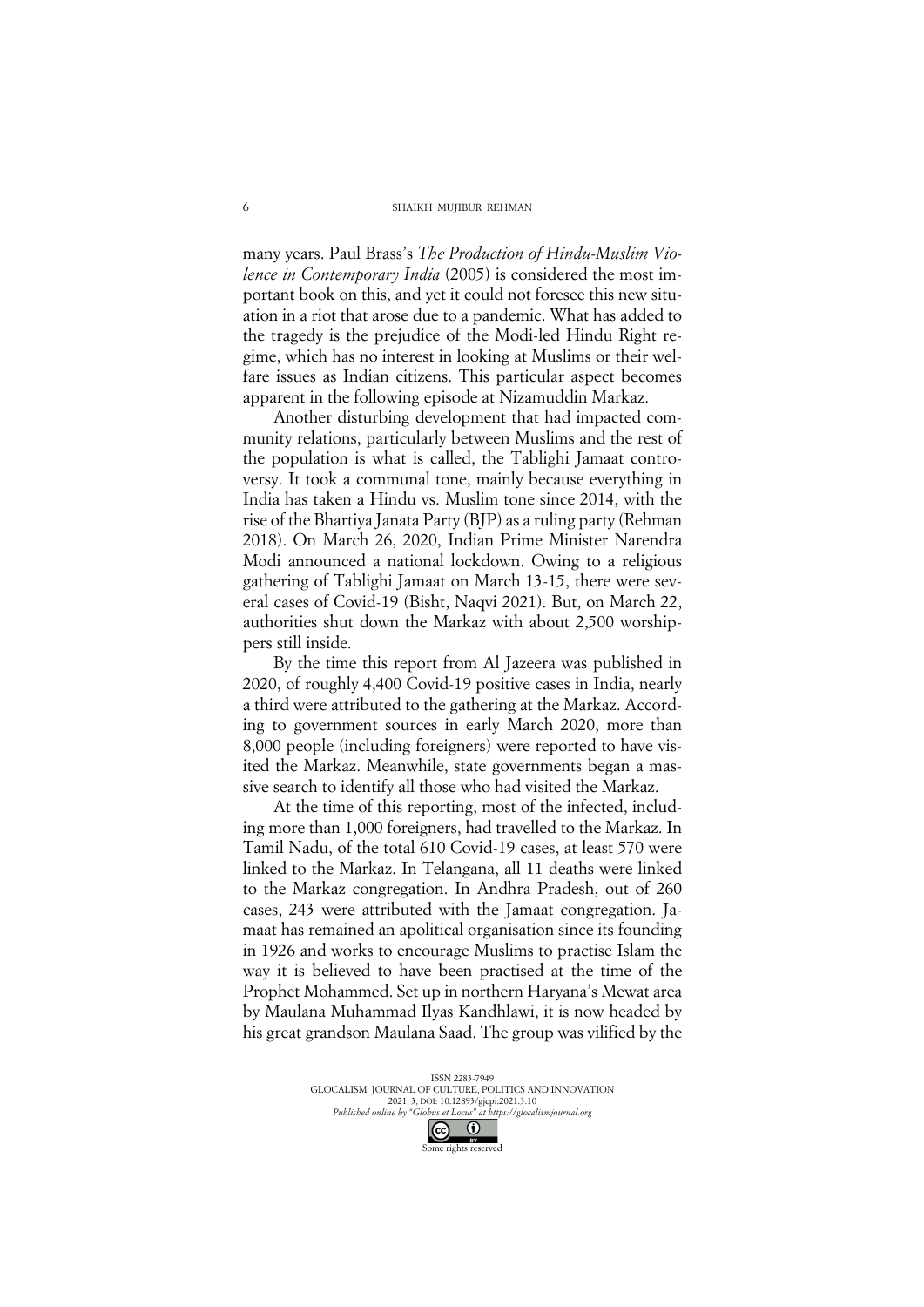many years. Paul Brass's *The Production of Hindu-Muslim Violence in Contemporary India* (2005) is considered the most important book on this, and yet it could not foresee this new situation in a riot that arose due to a pandemic. What has added to the tragedy is the prejudice of the Modi-led Hindu Right regime, which has no interest in looking at Muslims or their welfare issues as Indian citizens. This particular aspect becomes apparent in the following episode at Nizamuddin Markaz.

Another disturbing development that had impacted community relations, particularly between Muslims and the rest of the population is what is called, the Tablighi Jamaat controversy. It took a communal tone, mainly because everything in India has taken a Hindu vs. Muslim tone since 2014, with the rise of the Bhartiya Janata Party (BJP) as a ruling party (Rehman 2018). On March 26, 2020, Indian Prime Minister Narendra Modi announced a national lockdown. Owing to a religious gathering of Tablighi Jamaat on March 13-15, there were several cases of Covid-19 (Bisht, Naqvi 2021). But, on March 22, authorities shut down the Markaz with about 2,500 worshippers still inside.

By the time this report from Al Jazeera was published in 2020, of roughly 4,400 Covid-19 positive cases in India, nearly a third were attributed to the gathering at the Markaz. According to government sources in early March 2020, more than 8,000 people (including foreigners) were reported to have visited the Markaz. Meanwhile, state governments began a massive search to identify all those who had visited the Markaz.

At the time of this reporting, most of the infected, including more than 1,000 foreigners, had travelled to the Markaz. In Tamil Nadu, of the total 610 Covid-19 cases, at least 570 were linked to the Markaz. In Telangana, all 11 deaths were linked to the Markaz congregation. In Andhra Pradesh, out of 260 cases, 243 were attributed with the Jamaat congregation. Jamaat has remained an apolitical organisation since its founding in 1926 and works to encourage Muslims to practise Islam the way it is believed to have been practised at the time of the Prophet Mohammed. Set up in northern Haryana's Mewat area by Maulana Muhammad Ilyas Kandhlawi, it is now headed by his great grandson Maulana Saad. The group was vilified by the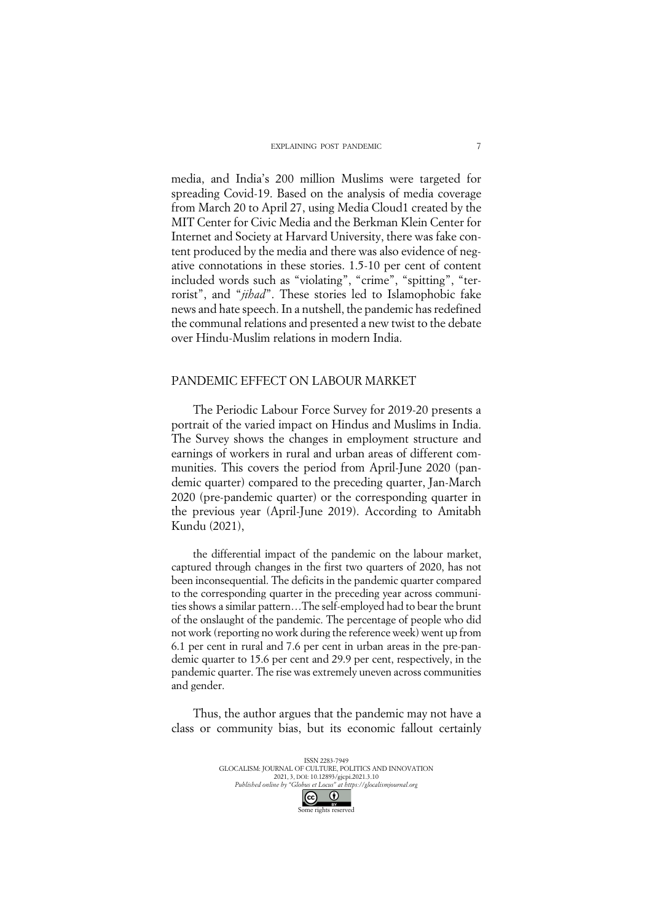media, and India's 200 million Muslims were targeted for spreading Covid-19. Based on the analysis of media coverage from March 20 to April 27, using Media Cloud1 created by the MIT Center for Civic Media and the Berkman Klein Center for Internet and Society at Harvard University, there was fake content produced by the media and there was also evidence of negative connotations in these stories. 1.5-10 per cent of content included words such as "violating", "crime", "spitting", "terrorist", and "*jihad*". These stories led to Islamophobic fake news and hate speech. In a nutshell, the pandemic has redefined the communal relations and presented a new twist to the debate over Hindu-Muslim relations in modern India.

## PANDEMIC EFFECT ON LABOUR MARKET

The Periodic Labour Force Survey for 2019-20 presents a portrait of the varied impact on Hindus and Muslims in India. The Survey shows the changes in employment structure and earnings of workers in rural and urban areas of different communities. This covers the period from April-June 2020 (pandemic quarter) compared to the preceding quarter, Jan-March 2020 (pre-pandemic quarter) or the corresponding quarter in the previous year (April-June 2019). According to Amitabh Kundu (2021),

> the differential impact of the pandemic on the labour market, captured through changes in the first two quarters of 2020, has not been inconsequential. The deficits in the pandemic quarter compared to the corresponding quarter in the preceding year across communities shows a similar pattern…The self-employed had to bear the brunt of the onslaught of the pandemic. The percentage of people who did not work (reporting no work during the reference week) went up from 6.1 per cent in rural and 7.6 per cent in urban areas in the pre-pandemic quarter to 15.6 per cent and 29.9 per cent, respectively, in the pandemic quarter. The rise was extremely uneven across communities and gender.

Thus, the author argues that the pandemic may not have a class or community bias, but its economic fallout certainly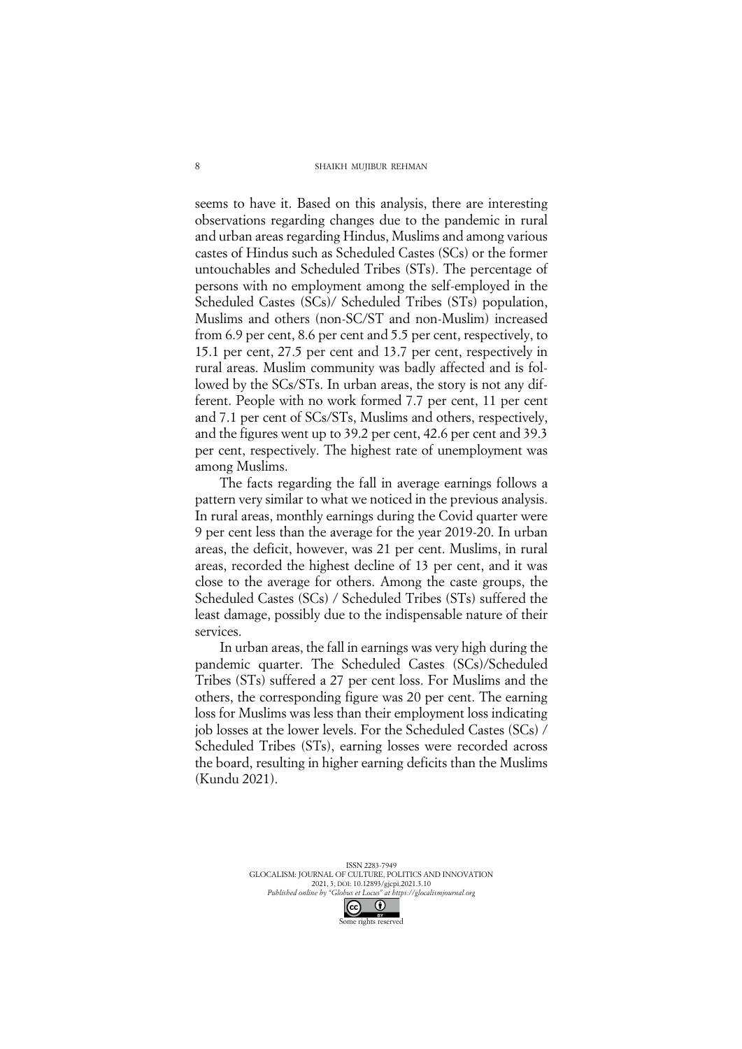seems to have it. Based on this analysis, there are interesting observations regarding changes due to the pandemic in rural and urban areas regarding Hindus, Muslims and among various castes of Hindus such as Scheduled Castes (SCs) or the former untouchables and Scheduled Tribes (STs). The percentage of persons with no employment among the self-employed in the Scheduled Castes (SCs)/ Scheduled Tribes (STs) population, Muslims and others (non-SC/ST and non-Muslim) increased from 6.9 per cent, 8.6 per cent and 5.5 per cent, respectively, to 15.1 per cent, 27.5 per cent and 13.7 per cent, respectively in rural areas. Muslim community was badly affected and is followed by the SCs/STs. In urban areas, the story is not any different. People with no work formed 7.7 per cent, 11 per cent and 7.1 per cent of SCs/STs, Muslims and others, respectively, and the figures went up to 39.2 per cent, 42.6 per cent and 39.3 per cent, respectively. The highest rate of unemployment was among Muslims.

The facts regarding the fall in average earnings follows a pattern very similar to what we noticed in the previous analysis. In rural areas, monthly earnings during the Covid quarter were 9 per cent less than the average for the year 2019-20. In urban areas, the deficit, however, was 21 per cent. Muslims, in rural areas, recorded the highest decline of 13 per cent, and it was close to the average for others. Among the caste groups, the Scheduled Castes (SCs) / Scheduled Tribes (STs) suffered the least damage, possibly due to the indispensable nature of their services.

In urban areas, the fall in earnings was very high during the pandemic quarter. The Scheduled Castes (SCs)/Scheduled Tribes (STs) suffered a 27 per cent loss. For Muslims and the others, the corresponding figure was 20 per cent. The earning loss for Muslims was less than their employment loss indicating job losses at the lower levels. For the Scheduled Castes (SCs) / Scheduled Tribes (STs), earning losses were recorded across the board, resulting in higher earning deficits than the Muslims (Kundu 2021).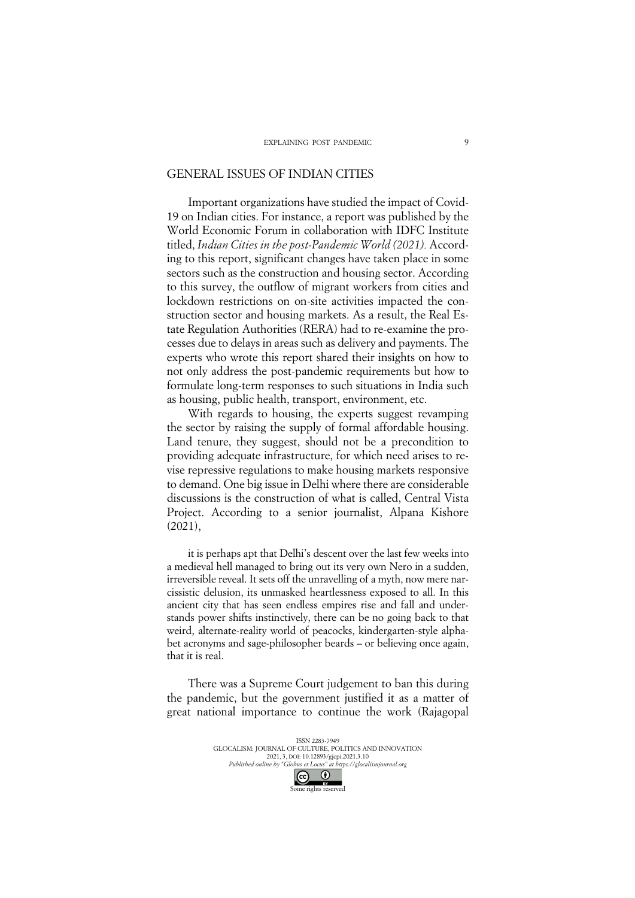## GENERAL ISSUES OF INDIAN CITIES

Important organizations have studied the impact of Covid-19 on Indian cities. For instance, a report was published by the World Economic Forum in collaboration with IDFC Institute titled, *Indian Cities in the post-Pandemic World (2021).* According to this report, significant changes have taken place in some sectors such as the construction and housing sector. According to this survey, the outflow of migrant workers from cities and lockdown restrictions on on-site activities impacted the construction sector and housing markets. As a result, the Real Estate Regulation Authorities (RERA) had to re-examine the processes due to delays in areas such as delivery and payments. The experts who wrote this report shared their insights on how to not only address the post-pandemic requirements but how to formulate long-term responses to such situations in India such as housing, public health, transport, environment, etc.

With regards to housing, the experts suggest revamping the sector by raising the supply of formal affordable housing. Land tenure, they suggest, should not be a precondition to providing adequate infrastructure, for which need arises to revise repressive regulations to make housing markets responsive to demand. One big issue in Delhi where there are considerable discussions is the construction of what is called, Central Vista Project. According to a senior journalist, Alpana Kishore (2021),

> it is perhaps apt that Delhi's descent over the last few weeks into a medieval hell managed to bring out its very own Nero in a sudden, irreversible reveal. It sets off the unravelling of a myth, now mere narcissistic delusion, its unmasked heartlessness exposed to all. In this ancient city that has seen endless empires rise and fall and understands power shifts instinctively, there can be no going back to that weird, alternate-reality world of peacocks, kindergarten-style alphabet acronyms and sage-philosopher beards – or believing once again, that it is real.

There was a Supreme Court judgement to ban this during the pandemic, but the government justified it as a matter of great national importance to continue the work (Rajagopal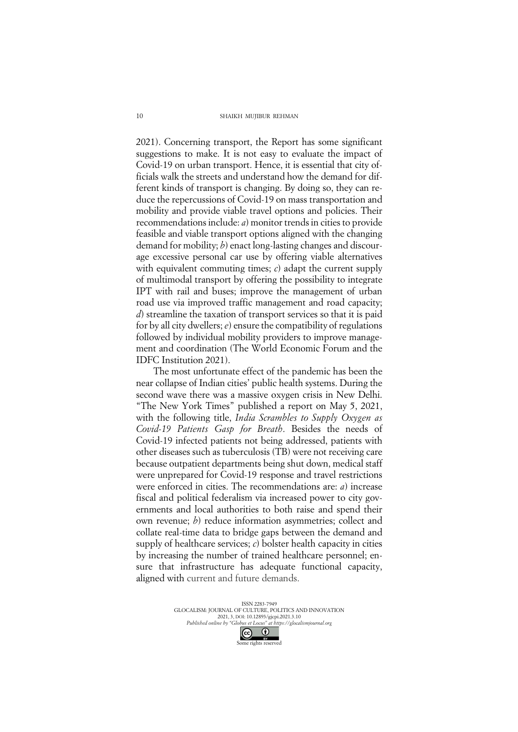2021). Concerning transport, the Report has some significant suggestions to make. It is not easy to evaluate the impact of Covid-19 on urban transport. Hence, it is essential that city officials walk the streets and understand how the demand for different kinds of transport is changing. By doing so, they can reduce the repercussions of Covid-19 on mass transportation and mobility and provide viable travel options and policies. Their recommendations include: *a*) monitor trends in cities to provide feasible and viable transport options aligned with the changing demand for mobility; *b*) enact long-lasting changes and discourage excessive personal car use by offering viable alternatives with equivalent commuting times; *c*) adapt the current supply of multimodal transport by offering the possibility to integrate IPT with rail and buses; improve the management of urban road use via improved traffic management and road capacity; *d*) streamline the taxation of transport services so that it is paid for by all city dwellers; *e*) ensure the compatibility of regulations followed by individual mobility providers to improve management and coordination (The World Economic Forum and the IDFC Institution 2021).

The most unfortunate effect of the pandemic has been the near collapse of Indian cities' public health systems. During the second wave there was a massive oxygen crisis in New Delhi. "The New York Times" published a report on May 5, 2021, with the following title, *India Scrambles to Supply Oxygen as Covid-19 Patients Gasp for Breath*. Besides the needs of Covid-19 infected patients not being addressed, patients with other diseases such as tuberculosis (TB) were not receiving care because outpatient departments being shut down, medical staff were unprepared for Covid-19 response and travel restrictions were enforced in cities. The recommendations are: *a*) increase fiscal and political federalism via increased power to city governments and local authorities to both raise and spend their own revenue; *b*) reduce information asymmetries; collect and collate real-time data to bridge gaps between the demand and supply of healthcare services; *c*) bolster health capacity in cities by increasing the number of trained healthcare personnel; ensure that infrastructure has adequate functional capacity, aligned with current and future demands.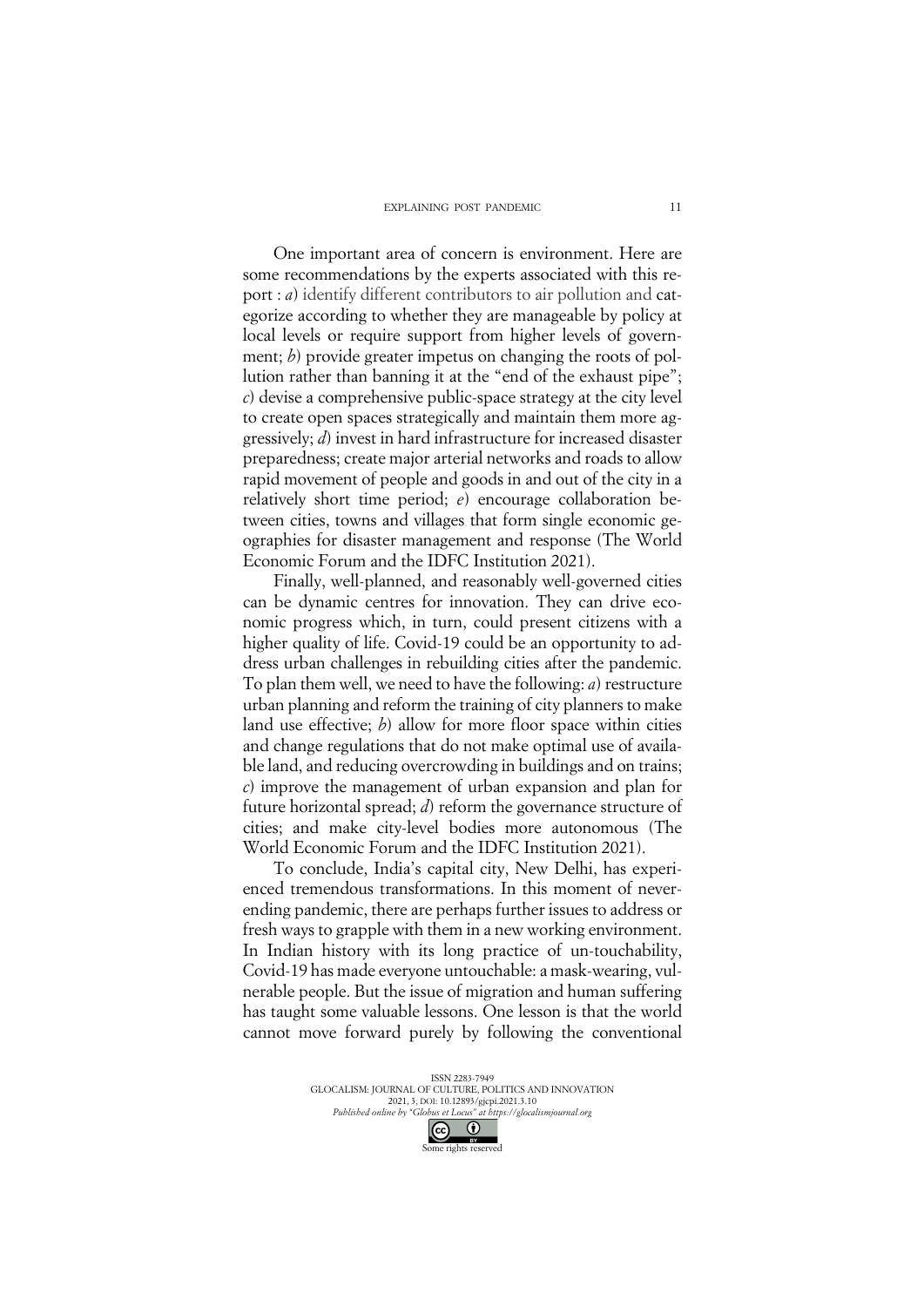One important area of concern is environment. Here are some recommendations by the experts associated with this report : *a*) identify different contributors to air pollution and categorize according to whether they are manageable by policy at local levels or require support from higher levels of government; *b*) provide greater impetus on changing the roots of pollution rather than banning it at the "end of the exhaust pipe"; *c*) devise a comprehensive public-space strategy at the city level to create open spaces strategically and maintain them more aggressively; *d*) invest in hard infrastructure for increased disaster preparedness; create major arterial networks and roads to allow rapid movement of people and goods in and out of the city in a relatively short time period; *e*) encourage collaboration between cities, towns and villages that form single economic geographies for disaster management and response (The World Economic Forum and the IDFC Institution 2021).

Finally, well-planned, and reasonably well-governed cities can be dynamic centres for innovation. They can drive economic progress which, in turn, could present citizens with a higher quality of life. Covid-19 could be an opportunity to address urban challenges in rebuilding cities after the pandemic. To plan them well, we need to have the following: *a*) restructure urban planning and reform the training of city planners to make land use effective; *b*) allow for more floor space within cities and change regulations that do not make optimal use of available land, and reducing overcrowding in buildings and on trains; *c*) improve the management of urban expansion and plan for future horizontal spread; *d*) reform the governance structure of cities; and make city-level bodies more autonomous (The World Economic Forum and the IDFC Institution 2021).

To conclude, India's capital city, New Delhi, has experienced tremendous transformations. In this moment of never-ending pandemic, there are perhaps further issues to address or fresh ways to grapple with them in a new working environment. In Indian history with its long practice of un-touchability, Covid-19 has made everyone untouchable: a mask-wearing, vulnerable people. But the issue of migration and human suffering has taught some valuable lessons. One lesson is that the world cannot move forward purely by following the conventional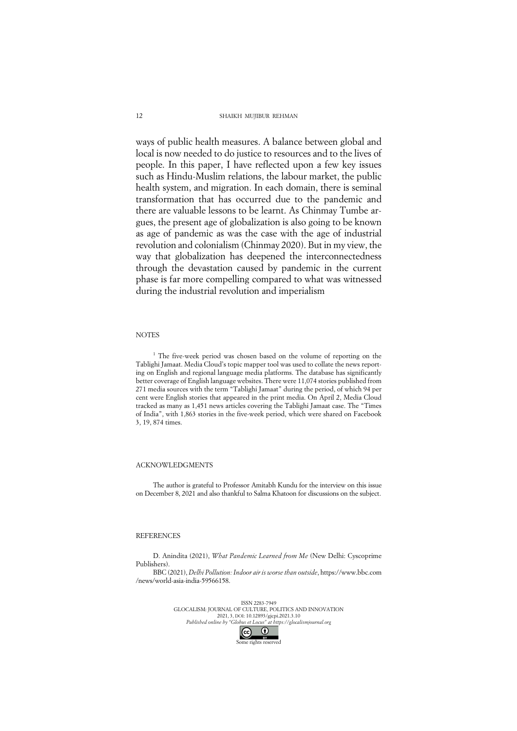ways of public health measures. A balance between global and local is now needed to do justice to resources and to the lives of people. In this paper, I have reflected upon a few key issues such as Hindu-Muslim relations, the labour market, the public health system, and migration. In each domain, there is seminal transformation that has occurred due to the pandemic and there are valuable lessons to be learnt. As Chinmay Tumbe argues, the present age of globalization is also going to be known as age of pandemic as was the case with the age of industrial revolution and colonialism (Chinmay 2020). But in my view, the way that globalization has deepened the interconnectedness through the devastation caused by pandemic in the current phase is far more compelling compared to what was witnessed during the industrial revolution and imperialism

## NOTES

[1] The five-week period was chosen based on the volume of reporting on the Tablighi Jamaat. Media Cloud's topic mapper tool was used to collate the news reporting on English and regional language media platforms. The database has significantly better coverage of English language websites. There were 11,074 stories published from 271 media sources with the term "Tablighi Jamaat" during the period, of which 94 per cent were English stories that appeared in the print media. On April 2, Media Cloud tracked as many as 1,451 news articles covering the Tablighi Jamaat case. The "Times of India", with 1,863 stories in the five-week period, which were shared on Facebook 3, 19, 874 times.

## ACKNOWLEDGMENTS

The author is grateful to Professor Amitabh Kundu for the interview on this issue on December 8, 2021 and also thankful to Salma Khatoon for discussions on the subject.

## REFERENCES

D. Anindita (2021), *What Pandemic Learned from Me* (New Delhi: Cyscoprime Publishers).

BBC (2021), *Delhi Pollution: Indoor air is worse than outside*, https://www.bbc.com/news/world-asia-india-59566158.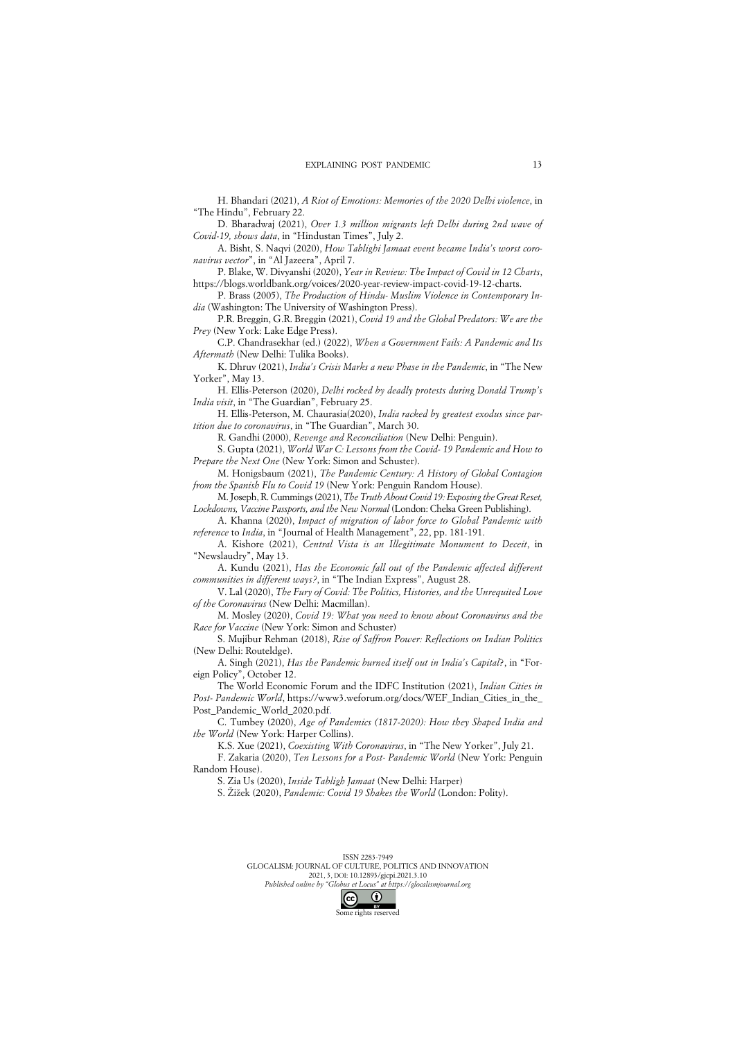H. Bhandari (2021), *A Riot of Emotions: Memories of the 2020 Delhi violence*, in "The Hindu", February 22.

D. Bharadwaj (2021), *Over 1.3 million migrants left Delhi during 2nd wave of Covid-19, shows data*, in "Hindustan Times", July 2.

A. Bisht, S. Naqvi (2020), *How Tablighi Jamaat event became India's worst coronavirus vector*", in "Al Jazeera", April 7.

P. Blake, W. Divyanshi (2020), *Year in Review: The Impact of Covid in 12 Charts*, https://blogs.worldbank.org/voices/2020-year-review-impact-covid-19-12-charts.

P. Brass (2005), *The Production of Hindu- Muslim Violence in Contemporary India* (Washington: The University of Washington Press).

P.R. Breggin, G.R. Breggin (2021), *Covid 19 and the Global Predators: We are the Prey* (New York: Lake Edge Press).

C.P. Chandrasekhar (ed.) (2022), *When a Government Fails: A Pandemic and Its Aftermath* (New Delhi: Tulika Books).

K. Dhruv (2021), *India's Crisis Marks a new Phase in the Pandemic*, in "The New Yorker", May 13.

H. Ellis-Peterson (2020), *Delhi rocked by deadly protests during Donald Trump's India visit*, in "The Guardian", February 25.

H. Ellis-Peterson, M. Chaurasia(2020), *India racked by greatest exodus since partition due to coronavirus*, in "The Guardian", March 30.

R. Gandhi (2000), *Revenge and Reconciliation* (New Delhi: Penguin).

S. Gupta (2021), *World War C: Lessons from the Covid- 19 Pandemic and How to Prepare the Next One* (New York: Simon and Schuster).

M. Honigsbaum (2021), *The Pandemic Century: A History of Global Contagion from the Spanish Flu to Covid 19* (New York: Penguin Random House).

M. Joseph, R. Cummings (2021), *The Truth About Covid 19: Exposing the Great Reset, Lockdowns, Vaccine Passports, and the New Normal* (London: Chelsa Green Publishing).

A. Khanna (2020), *Impact of migration of labor force to Global Pandemic with reference* to *India*, in "Journal of Health Management", 22, pp. 181-191.

A. Kishore (2021), *Central Vista is an Illegitimate Monument to Deceit*, in "Newslaudry", May 13.

A. Kundu (2021), *Has the Economic fall out of the Pandemic affected different communities in different ways?*, in "The Indian Express", August 28.

V. Lal (2020), *The Fury of Covid: The Politics, Histories, and the Unrequited Love of the Coronavirus* (New Delhi: Macmillan).

M. Mosley (2020), *Covid 19: What you need to know about Coronavirus and the Race for Vaccine* (New York: Simon and Schuster)

S. Mujibur Rehman (2018), *Rise of Saffron Power: Reflections on Indian Politics* (New Delhi: Routeldge).

A. Singh (2021), *Has the Pandemic burned itself out in India's Capital?*, in "Foreign Policy", October 12.

The World Economic Forum and the IDFC Institution (2021), *Indian Cities in Post- Pandemic World*, https://www3.weforum.org/docs/WEF_Indian_Cities_in_the_Post_Pandemic_World_2020.pdf.

C. Tumbey (2020), *Age of Pandemics (1817-2020): How they Shaped India and the World* (New York: Harper Collins).

K.S. Xue (2021), *Coexisting With Coronavirus*, in "The New Yorker", July 21.

F. Zakaria (2020), *Ten Lessons for a Post- Pandemic World* (New York: Penguin Random House).

S. Zia Us (2020), *Inside Tabligh Jamaat* (New Delhi: Harper)

S. Žižek (2020), *Pandemic: Covid 19 Shakes the World* (London: Polity).